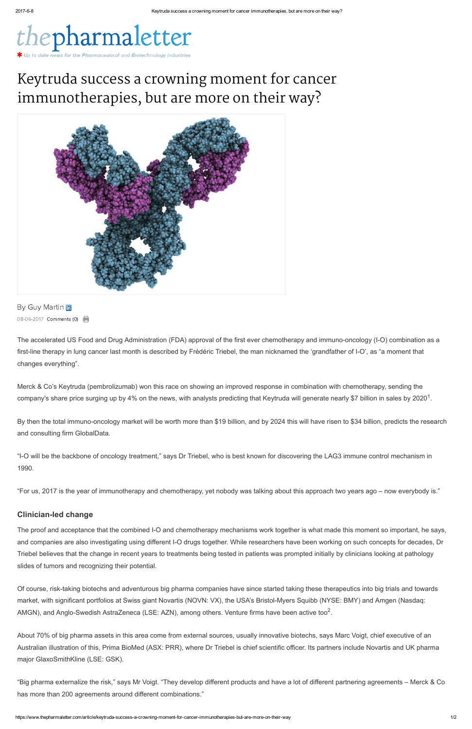# thepharmaletter

Up to date news for the Pharmaceutical and Biotechnology Industries

# Keytruda success a crowning moment for cancer immunotherapies, but are more on their way?

By Guy Martin

08-06-2017 Comments (0)

The accelerated US Food and Drug Administration (FDA) approval of the first ever chemotherapy and immuno-oncology (I-O) combination as a first-line therapy in lung cancer last month is described by Frédéric Triebel, the man nicknamed the 'grandfather of I-O', as "a moment that changes everything".

Merck & Co's Keytruda (pembrolizumab) won this race on showing an improved response in combination with chemotherapy, sending the company's share price surging up by 4% on the news, with analysts predicting that Keytruda will generate nearly $7 billion in sales by 2020[1].

By then the total immuno-oncology market will be worth more than $19 billion, and by 2024 this will have risen to $34 billion, predicts the research and consulting firm GlobalData.

"I-O will be the backbone of oncology treatment," says Dr Triebel, who is best known for discovering the LAG3 immune control mechanism in 1990.

"For us, 2017 is the year of immunotherapy and chemotherapy, yet nobody was talking about this approach two years ago – now everybody is."

### Clinician-led change

The proof and acceptance that the combined I-O and chemotherapy mechanisms work together is what made this moment so important, he says, and companies are also investigating using different I-O drugs together. While researchers have been working on such concepts for decades, Dr Triebel believes that the change in recent years to treatments being tested in patients was prompted initially by clinicians looking at pathology slides of tumors and recognizing their potential.

Of course, risk-taking biotechs and adventurous big pharma companies have since started taking these therapeutics into big trials and towards market, with significant portfolios at Swiss giant Novartis (NOVN: VX), the USA's Bristol-Myers Squibb (NYSE: BMY) and Amgen (Nasdaq: AMGN), and Anglo-Swedish AstraZeneca (LSE: AZN), among others. Venture firms have been active too[2].

About 70% of big pharma assets in this area come from external sources, usually innovative biotechs, says Marc Voigt, chief executive of an Australian illustration of this, Prima BioMed (ASX: PRR), where Dr Triebel is chief scientific officer. Its partners include Novartis and UK pharma major GlaxoSmithKline (LSE: GSK).

"Big pharma externalize the risk," says Mr Voigt. "They develop different products and have a lot of different partnering agreements – Merck & Co has more than 200 agreements around different combinations."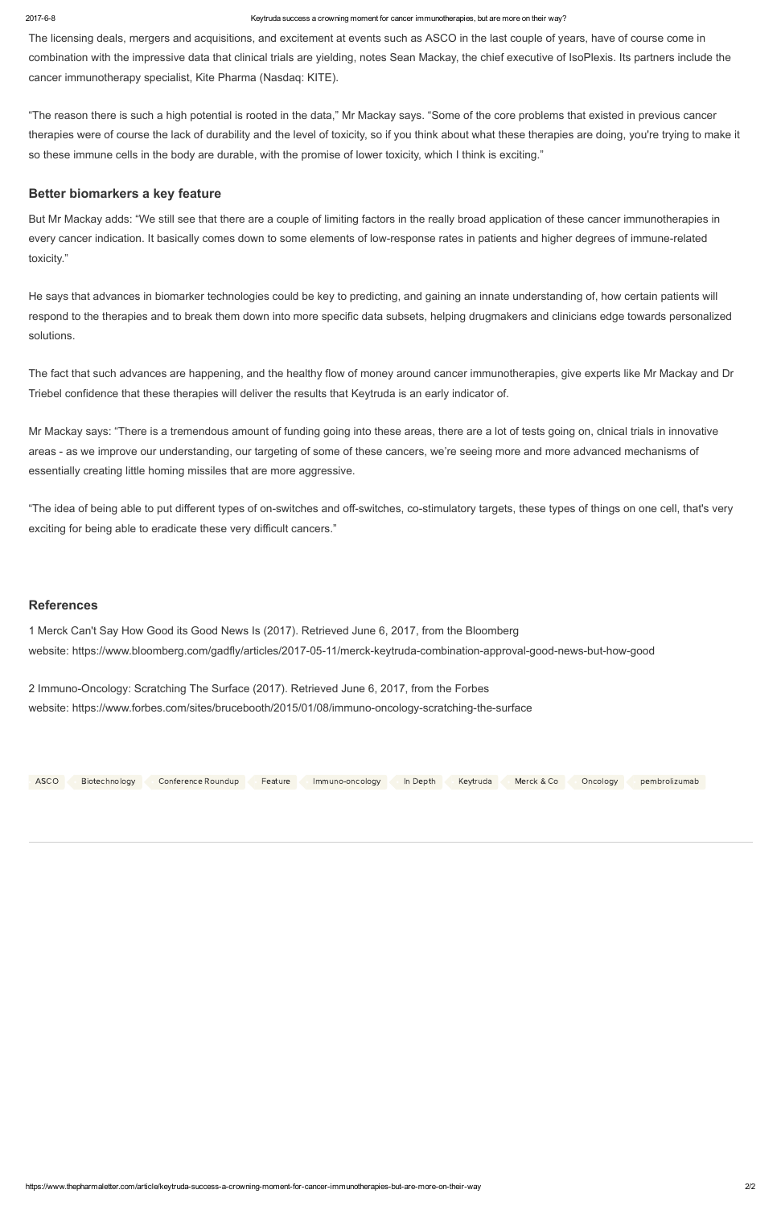The licensing deals, mergers and acquisitions, and excitement at events such as ASCO in the last couple of years, have of course come in combination with the impressive data that clinical trials are yielding, notes Sean Mackay, the chief executive of IsoPlexis. Its partners include the cancer immunotherapy specialist, Kite Pharma (Nasdaq: KITE).

"The reason there is such a high potential is rooted in the data," Mr Mackay says. "Some of the core problems that existed in previous cancer therapies were of course the lack of durability and the level of toxicity, so if you think about what these therapies are doing, you're trying to make it so these immune cells in the body are durable, with the promise of lower toxicity, which I think is exciting."

## Better biomarkers a key feature

But Mr Mackay adds: "We still see that there are a couple of limiting factors in the really broad application of these cancer immunotherapies in every cancer indication. It basically comes down to some elements of low-response rates in patients and higher degrees of immune-related toxicity."

He says that advances in biomarker technologies could be key to predicting, and gaining an innate understanding of, how certain patients will respond to the therapies and to break them down into more specific data subsets, helping drugmakers and clinicians edge towards personalized solutions.

The fact that such advances are happening, and the healthy flow of money around cancer immunotherapies, give experts like Mr Mackay and Dr Triebel confidence that these therapies will deliver the results that Keytruda is an early indicator of.

Mr Mackay says: "There is a tremendous amount of funding going into these areas, there are a lot of tests going on, clnical trials in innovative areas - as we improve our understanding, our targeting of some of these cancers, we're seeing more and more advanced mechanisms of essentially creating little homing missiles that are more aggressive.

"The idea of being able to put different types of on-switches and off-switches, co-stimulatory targets, these types of things on one cell, that's very exciting for being able to eradicate these very difficult cancers."

## References

1 Merck Can't Say How Good its Good News Is (2017). Retrieved June 6, 2017, from the Bloomberg website: https://www.bloomberg.com/gadfly/articles/2017-05-11/merck-keytruda-combination-approval-good-news-but-how-good

2 Immuno-Oncology: Scratching The Surface (2017). Retrieved June 6, 2017, from the Forbes website: https://www.forbes.com/sites/brucebooth/2015/01/08/immuno-oncology-scratching-the-surface

ASCO | Biotechnology | Conference Roundup | Feature | Immuno-oncology | In Depth | Keytruda | Merck & Co | Oncology | pembrolizumab